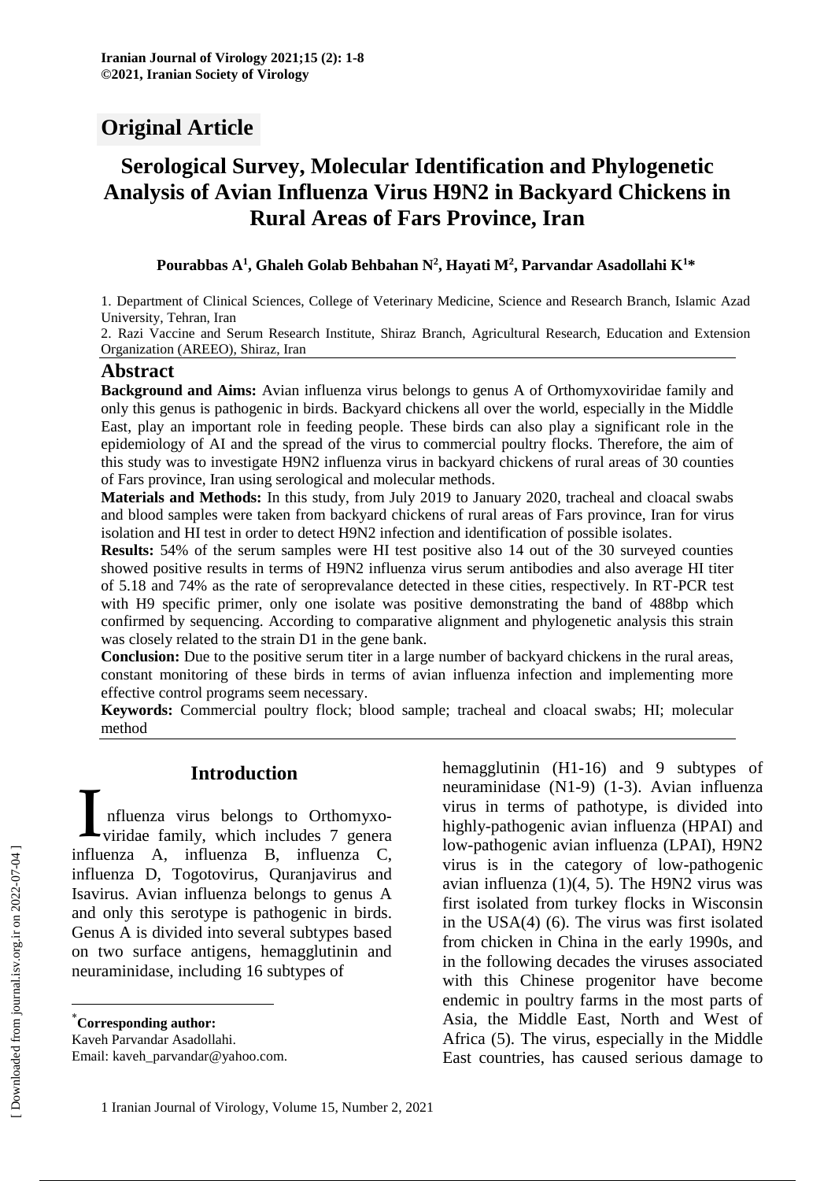**Iranian Journal of Virology 2021;15 (2): 1-8**
**©2021, Iranian Society of Virology**

## Original Article

# Serological Survey, Molecular Identification and Phylogenetic Analysis of Avian Influenza Virus H9N2 in Backyard Chickens in Rural Areas of Fars Province, Iran

**Pourabbas A[1], Ghaleh Golab Behbahan N[2], Hayati M[2], Parvandar Asadollahi K[1]\***

1. Department of Clinical Sciences, College of Veterinary Medicine, Science and Research Branch, Islamic Azad University, Tehran, Iran
2. Razi Vaccine and Serum Research Institute, Shiraz Branch, Agricultural Research, Education and Extension Organization (AREEO), Shiraz, Iran

## Abstract

**Background and Aims:** Avian influenza virus belongs to genus A of Orthomyxoviridae family and only this genus is pathogenic in birds. Backyard chickens all over the world, especially in the Middle East, play an important role in feeding people. These birds can also play a significant role in the epidemiology of AI and the spread of the virus to commercial poultry flocks. Therefore, the aim of this study was to investigate H9N2 influenza virus in backyard chickens of rural areas of 30 counties of Fars province, Iran using serological and molecular methods.

**Materials and Methods:** In this study, from July 2019 to January 2020, tracheal and cloacal swabs and blood samples were taken from backyard chickens of rural areas of Fars province, Iran for virus isolation and HI test in order to detect H9N2 infection and identification of possible isolates.

**Results:** 54% of the serum samples were HI test positive also 14 out of the 30 surveyed counties showed positive results in terms of H9N2 influenza virus serum antibodies and also average HI titer of 5.18 and 74% as the rate of seroprevalance detected in these cities, respectively. In RT-PCR test with H9 specific primer, only one isolate was positive demonstrating the band of 488bp which confirmed by sequencing. According to comparative alignment and phylogenetic analysis this strain was closely related to the strain D1 in the gene bank.

**Conclusion:** Due to the positive serum titer in a large number of backyard chickens in the rural areas, constant monitoring of these birds in terms of avian influenza infection and implementing more effective control programs seem necessary.

**Keywords:** Commercial poultry flock; blood sample; tracheal and cloacal swabs; HI; molecular method

## Introduction

Influenza virus belongs to Orthomyxoviridae family, which includes 7 genera influenza A, influenza B, influenza C, influenza D, Togotovirus, Quranjavirus and Isavirus. Avian influenza belongs to genus A and only this serotype is pathogenic in birds. Genus A is divided into several subtypes based on two surface antigens, hemagglutinin and neuraminidase, including 16 subtypes of hemagglutinin (H1-16) and 9 subtypes of neuraminidase (N1-9) (1-3). Avian influenza virus in terms of pathotype, is divided into highly-pathogenic avian influenza (HPAI) and low-pathogenic avian influenza (LPAI), H9N2 virus is in the category of low-pathogenic avian influenza (1)(4, 5). The H9N2 virus was first isolated from turkey flocks in Wisconsin in the USA(4) (6). The virus was first isolated from chicken in China in the early 1990s, and in the following decades the viruses associated with this Chinese progenitor have become endemic in poultry farms in the most parts of Asia, the Middle East, North and West of Africa (5). The virus, especially in the Middle East countries, has caused serious damage to

\*Corresponding author:
Kaveh Parvandar Asadollahi.
Email: kaveh_parvandar@yahoo.com.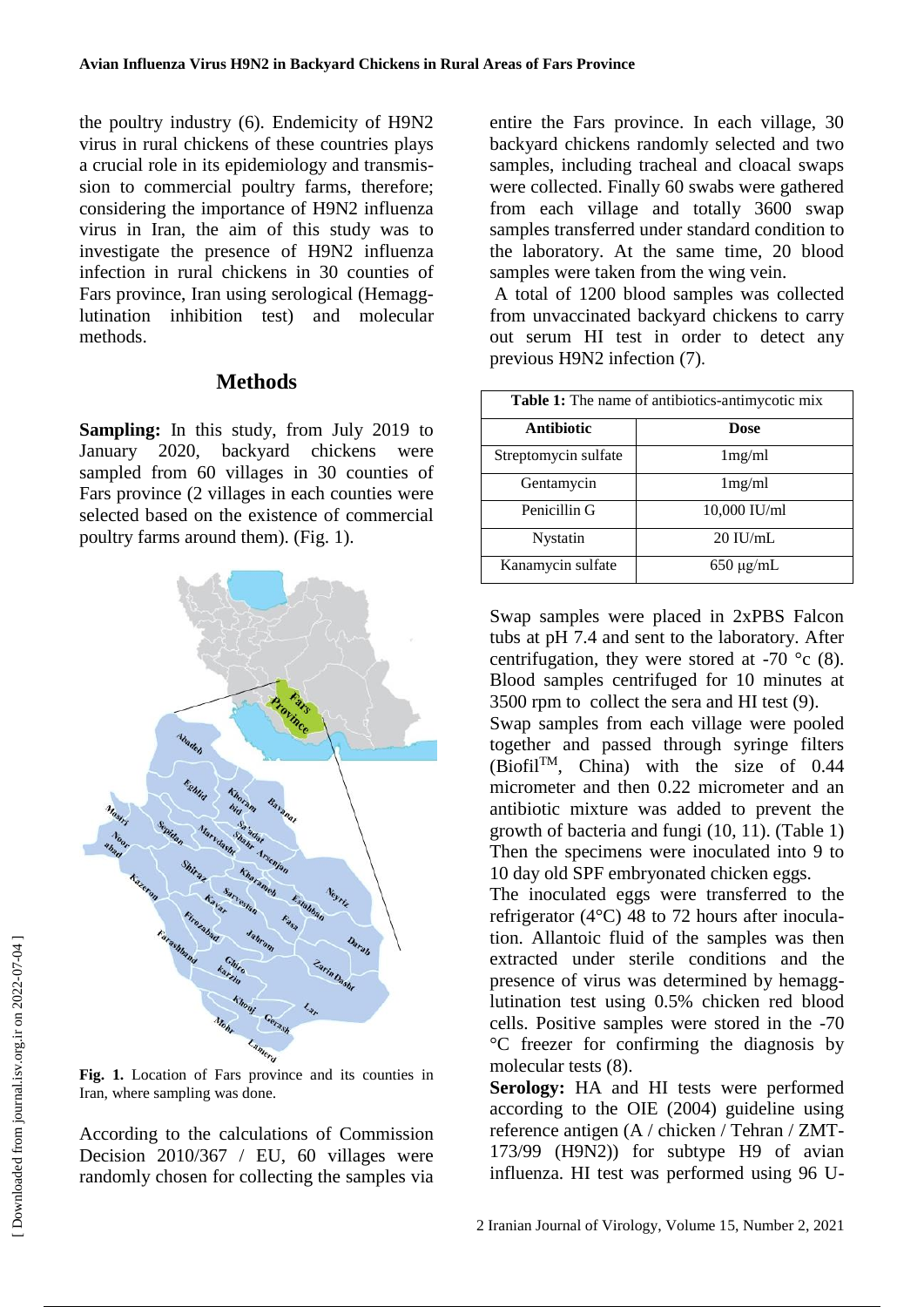the poultry industry (6). Endemicity of H9N2 virus in rural chickens of these countries plays a crucial role in its epidemiology and transmission to commercial poultry farms, therefore; considering the importance of H9N2 influenza virus in Iran, the aim of this study was to investigate the presence of H9N2 influenza infection in rural chickens in 30 counties of Fars province, Iran using serological (Hemagglutination inhibition test) and molecular methods.

## Methods

**Sampling:** In this study, from July 2019 to January 2020, backyard chickens were sampled from 60 villages in 30 counties of Fars province (2 villages in each counties were selected based on the existence of commercial poultry farms around them). (Fig. 1).

**Fig. 1.** Location of Fars province and its counties in Iran, where sampling was done.

According to the calculations of Commission Decision 2010/367 / EU, 60 villages were randomly chosen for collecting the samples via entire the Fars province. In each village, 30 backyard chickens randomly selected and two samples, including tracheal and cloacal swaps were collected. Finally 60 swabs were gathered from each village and totally 3600 swap samples transferred under standard condition to the laboratory. At the same time, 20 blood samples were taken from the wing vein.

A total of 1200 blood samples was collected from unvaccinated backyard chickens to carry out serum HI test in order to detect any previous H9N2 infection (7).

**Table 1:** The name of antibiotics-antimycotic mix

| Antibiotic | Dose |
| --- | --- |
| Streptomycin sulfate | 1mg/ml |
| Gentamycin | 1mg/ml |
| Penicillin G | 10,000 IU/ml |
| Nystatin | 20 IU/mL |
| Kanamycin sulfate | 650 μg/mL |

Swap samples were placed in 2xPBS Falcon tubs at pH 7.4 and sent to the laboratory. After centrifugation, they were stored at -70 °c (8). Blood samples centrifuged for 10 minutes at 3500 rpm to collect the sera and HI test (9).

Swap samples from each village were pooled together and passed through syringe filters (Biofil™, China) with the size of 0.44 micrometer and then 0.22 micrometer and an antibiotic mixture was added to prevent the growth of bacteria and fungi (10, 11). (Table 1) Then the specimens were inoculated into 9 to 10 day old SPF embryonated chicken eggs.

The inoculated eggs were transferred to the refrigerator (4°C) 48 to 72 hours after inoculation. Allantoic fluid of the samples was then extracted under sterile conditions and the presence of virus was determined by hemagglutination test using 0.5% chicken red blood cells. Positive samples were stored in the -70 °C freezer for confirming the diagnosis by molecular tests (8).

**Serology:** HA and HI tests were performed according to the OIE (2004) guideline using reference antigen (A / chicken / Tehran / ZMT-173/99 (H9N2)) for subtype H9 of avian influenza. HI test was performed using 96 U-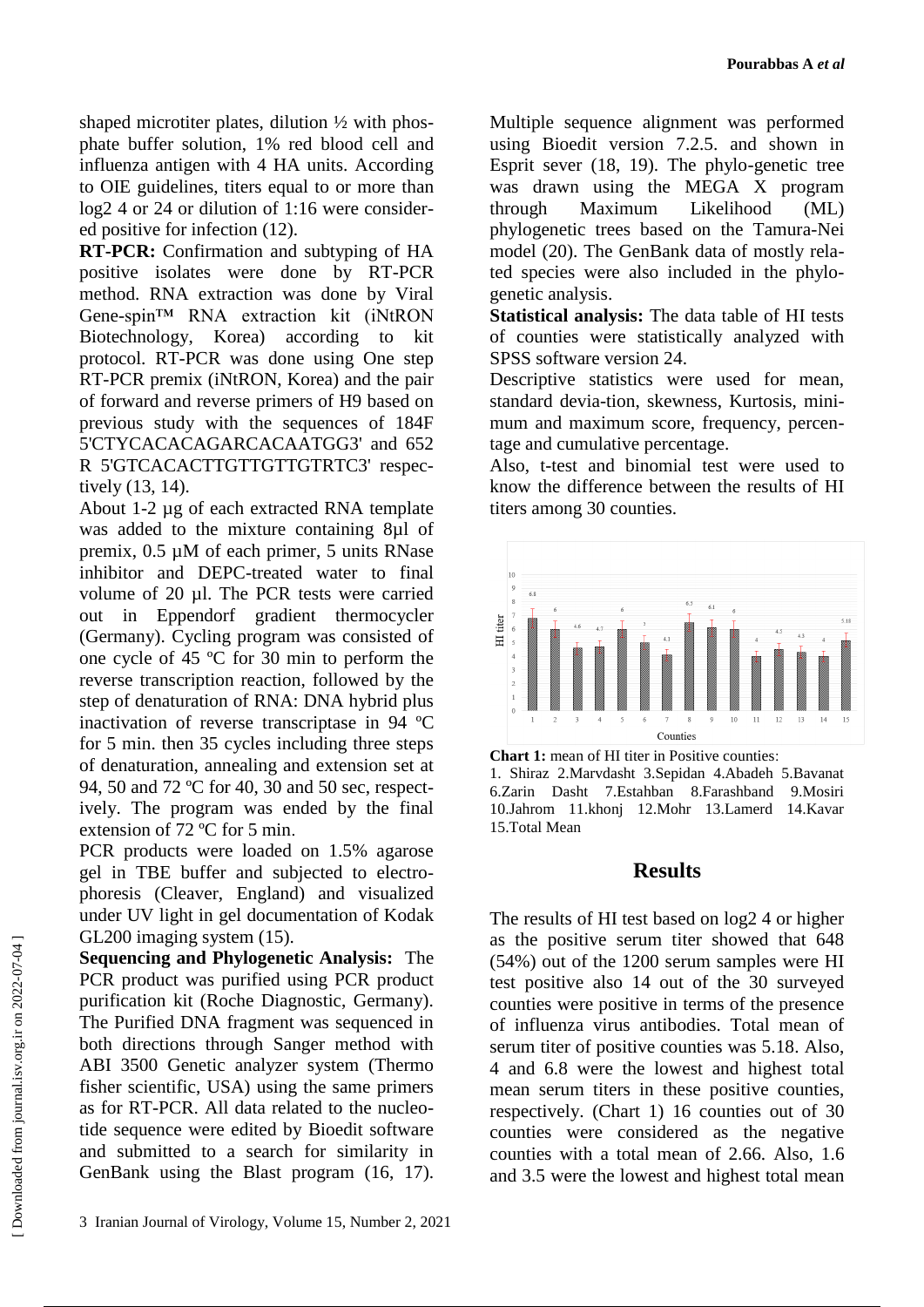shaped microtiter plates, dilution ½ with phosphate buffer solution, 1% red blood cell and influenza antigen with 4 HA units. According to OIE guidelines, titers equal to or more than log2 4 or 24 or dilution of 1:16 were considered positive for infection (12).

**RT-PCR:** Confirmation and subtyping of HA positive isolates were done by RT-PCR method. RNA extraction was done by Viral Gene-spin™ RNA extraction kit (iNtRON Biotechnology, Korea) according to kit protocol. RT-PCR was done using One step RT-PCR premix (iNtRON, Korea) and the pair of forward and reverse primers of H9 based on previous study with the sequences of 184F 5'CTYCACACAGARCACAATGG3' and 652 R 5'GTCACACTTGTTGTTGTRTC3' respectively (13, 14).

About 1-2 µg of each extracted RNA template was added to the mixture containing 8µl of premix, 0.5 µM of each primer, 5 units RNase inhibitor and DEPC-treated water to final volume of 20 µl. The PCR tests were carried out in Eppendorf gradient thermocycler (Germany). Cycling program was consisted of one cycle of 45 ºC for 30 min to perform the reverse transcription reaction, followed by the step of denaturation of RNA: DNA hybrid plus inactivation of reverse transcriptase in 94 ºC for 5 min. then 35 cycles including three steps of denaturation, annealing and extension set at 94, 50 and 72 ºC for 40, 30 and 50 sec, respectively. The program was ended by the final extension of 72 ºC for 5 min.

PCR products were loaded on 1.5% agarose gel in TBE buffer and subjected to electrophoresis (Cleaver, England) and visualized under UV light in gel documentation of Kodak GL200 imaging system (15).

**Sequencing and Phylogenetic Analysis:** The PCR product was purified using PCR product purification kit (Roche Diagnostic, Germany). The Purified DNA fragment was sequenced in both directions through Sanger method with ABI 3500 Genetic analyzer system (Thermo fisher scientific, USA) using the same primers as for RT-PCR. All data related to the nucleotide sequence were edited by Bioedit software and submitted to a search for similarity in GenBank using the Blast program (16, 17). Multiple sequence alignment was performed using Bioedit version 7.2.5. and shown in Esprit sever (18, 19). The phylo-genetic tree was drawn using the MEGA X program through Maximum Likelihood (ML) phylogenetic trees based on the Tamura-Nei model (20). The GenBank data of mostly related species were also included in the phylogenetic analysis.

**Statistical analysis:** The data table of HI tests of counties were statistically analyzed with SPSS software version 24.

Descriptive statistics were used for mean, standard devia-tion, skewness, Kurtosis, minimum and maximum score, frequency, percentage and cumulative percentage.

Also, t-test and binomial test were used to know the difference between the results of HI titers among 30 counties.

**Chart 1:** mean of HI titer in Positive counties:
1. Shiraz 2.Marvdasht 3.Sepidan 4.Abadeh 5.Bavanat 6.Zarin Dasht 7.Estahban 8.Farashband 9.Mosiri 10.Jahrom 11.khonj 12.Mohr 13.Lamerd 14.Kavar 15.Total Mean

## Results

The results of HI test based on log2 4 or higher as the positive serum titer showed that 648 (54%) out of the 1200 serum samples were HI test positive also 14 out of the 30 surveyed counties were positive in terms of the presence of influenza virus antibodies. Total mean of serum titer of positive counties was 5.18. Also, 4 and 6.8 were the lowest and highest total mean serum titers in these positive counties, respectively. (Chart 1) 16 counties out of 30 counties were considered as the negative counties with a total mean of 2.66. Also, 1.6 and 3.5 were the lowest and highest total mean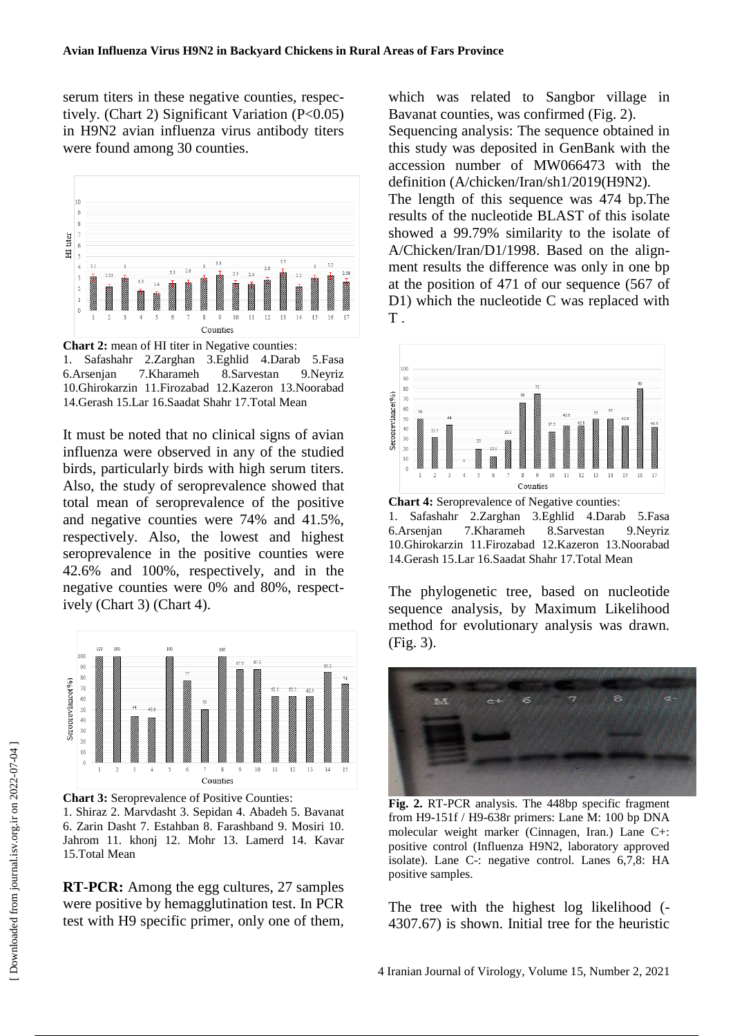serum titers in these negative counties, respectively. (Chart 2) Significant Variation ($P<0.05$) in H9N2 avian influenza virus antibody titers were found among 30 counties.

**Chart 2:** mean of HI titer in Negative counties:
1. Safashahr 2.Zarghan 3.Eghlid 4.Darab 5.Fasa 6.Arsenjan 7.Kharameh 8.Sarvestan 9.Neyriz 10.Ghirokarzin 11.Firozabad 12.Kazeron 13.Noorabad 14.Gerash 15.Lar 16.Saadat Shahr 17.Total Mean

It must be noted that no clinical signs of avian influenza were observed in any of the studied birds, particularly birds with high serum titers. Also, the study of seroprevalence showed that total mean of seroprevalence of the positive and negative counties were 74% and 41.5%, respectively. Also, the lowest and highest seroprevalence in the positive counties were 42.6% and 100%, respectively, and in the negative counties were 0% and 80%, respectively (Chart 3) (Chart 4).

**Chart 3:** Seroprevalence of Positive Counties:
1. Shiraz 2. Marvdasht 3. Sepidan 4. Abadeh 5. Bavanat 6. Zarin Dasht 7. Estahban 8. Farashband 9. Mosiri 10. Jahrom 11. khonj 12. Mohr 13. Lamerd 14. Kavar 15.Total Mean

**RT-PCR:** Among the egg cultures, 27 samples were positive by hemagglutination test. In PCR test with H9 specific primer, only one of them, which was related to Sangbor village in Bavanat counties, was confirmed (Fig. 2).

Sequencing analysis: The sequence obtained in this study was deposited in GenBank with the accession number of MW066473 with the definition (A/chicken/Iran/sh1/2019(H9N2).

The length of this sequence was 474 bp.The results of the nucleotide BLAST of this isolate showed a 99.79% similarity to the isolate of A/Chicken/Iran/D1/1998. Based on the alignment results the difference was only in one bp at the position of 471 of our sequence (567 of D1) which the nucleotide C was replaced with T .

**Chart 4:** Seroprevalence of Negative counties:
1. Safashahr 2.Zarghan 3.Eghlid 4.Darab 5.Fasa 6.Arsenjan 7.Kharameh 8.Sarvestan 9.Neyriz 10.Ghirokarzin 11.Firozabad 12.Kazeron 13.Noorabad 14.Gerash 15.Lar 16.Saadat Shahr 17.Total Mean

The phylogenetic tree, based on nucleotide sequence analysis, by Maximum Likelihood method for evolutionary analysis was drawn. (Fig. 3).

**Fig. 2.** RT-PCR analysis. The 448bp specific fragment from H9-151f / H9-638r primers: Lane M: 100 bp DNA molecular weight marker (Cinnagen, Iran.) Lane C+: positive control (Influenza H9N2, laboratory approved isolate). Lane C-: negative control. Lanes 6,7,8: HA positive samples.

The tree with the highest log likelihood (-4307.67) is shown. Initial tree for the heuristic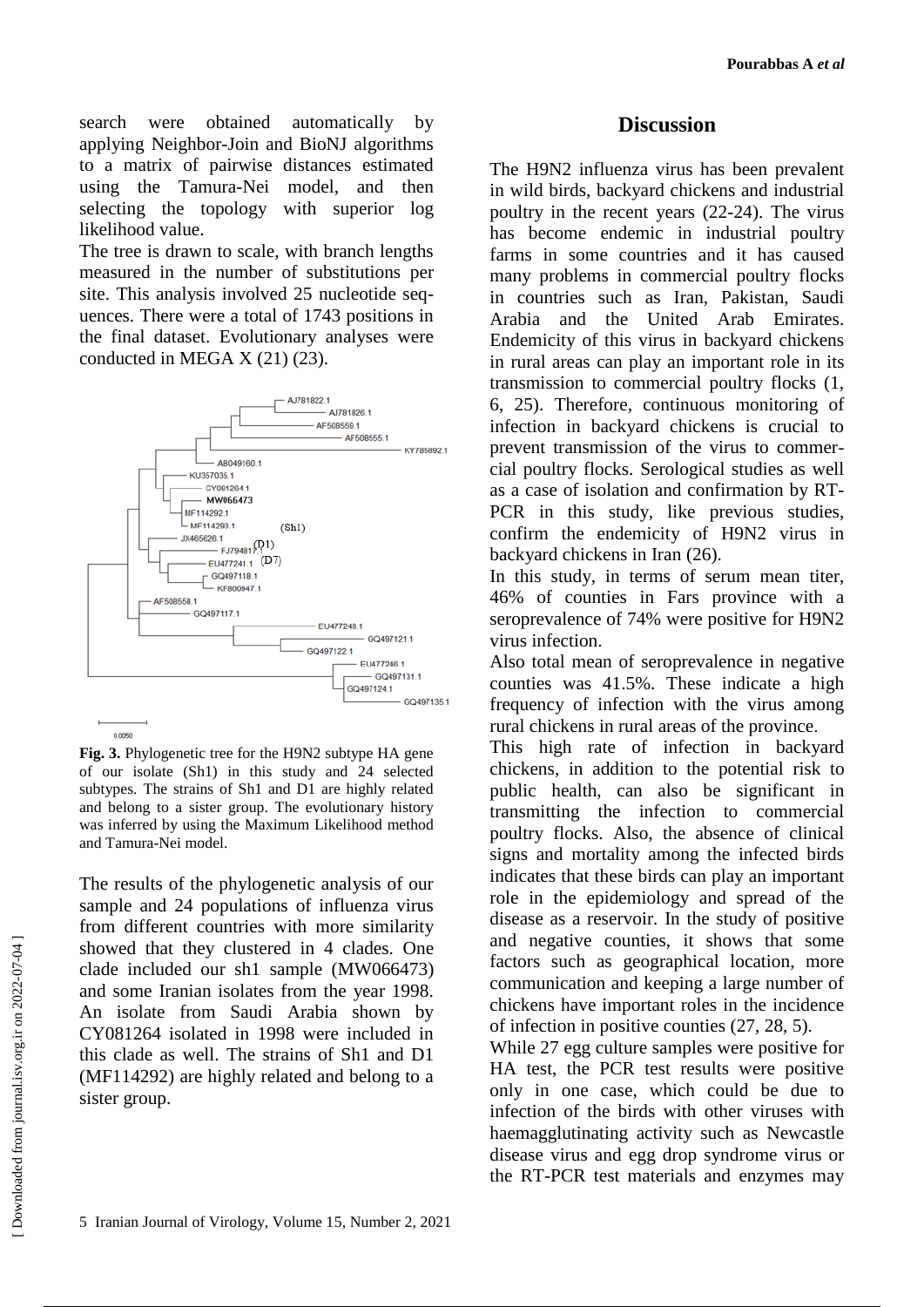search were obtained automatically by applying Neighbor-Join and BioNJ algorithms to a matrix of pairwise distances estimated using the Tamura-Nei model, and then selecting the topology with superior log likelihood value.

The tree is drawn to scale, with branch lengths measured in the number of substitutions per site. This analysis involved 25 nucleotide sequences. There were a total of 1743 positions in the final dataset. Evolutionary analyses were conducted in MEGA X (21) (23).

**Fig. 3.** Phylogenetic tree for the H9N2 subtype HA gene of our isolate (Sh1) in this study and 24 selected subtypes. The strains of Sh1 and D1 are highly related and belong to a sister group. The evolutionary history was inferred by using the Maximum Likelihood method and Tamura-Nei model.

The results of the phylogenetic analysis of our sample and 24 populations of influenza virus from different countries with more similarity showed that they clustered in 4 clades. One clade included our sh1 sample (MW066473) and some Iranian isolates from the year 1998. An isolate from Saudi Arabia shown by CY081264 isolated in 1998 were included in this clade as well. The strains of Sh1 and D1 (MF114292) are highly related and belong to a sister group.

## Discussion

The H9N2 influenza virus has been prevalent in wild birds, backyard chickens and industrial poultry in the recent years (22-24). The virus has become endemic in industrial poultry farms in some countries and it has caused many problems in commercial poultry flocks in countries such as Iran, Pakistan, Saudi Arabia and the United Arab Emirates. Endemicity of this virus in backyard chickens in rural areas can play an important role in its transmission to commercial poultry flocks (1, 6, 25). Therefore, continuous monitoring of infection in backyard chickens is crucial to prevent transmission of the virus to commercial poultry flocks. Serological studies as well as a case of isolation and confirmation by RT-PCR in this study, like previous studies, confirm the endemicity of H9N2 virus in backyard chickens in Iran (26).

In this study, in terms of serum mean titer, 46% of counties in Fars province with a seroprevalence of 74% were positive for H9N2 virus infection.

Also total mean of seroprevalence in negative counties was 41.5%. These indicate a high frequency of infection with the virus among rural chickens in rural areas of the province.

This high rate of infection in backyard chickens, in addition to the potential risk to public health, can also be significant in transmitting the infection to commercial poultry flocks. Also, the absence of clinical signs and mortality among the infected birds indicates that these birds can play an important role in the epidemiology and spread of the disease as a reservoir. In the study of positive and negative counties, it shows that some factors such as geographical location, more communication and keeping a large number of chickens have important roles in the incidence of infection in positive counties (27, 28, 5).

While 27 egg culture samples were positive for HA test, the PCR test results were positive only in one case, which could be due to infection of the birds with other viruses with haemagglutinating activity such as Newcastle disease virus and egg drop syndrome virus or the RT-PCR test materials and enzymes may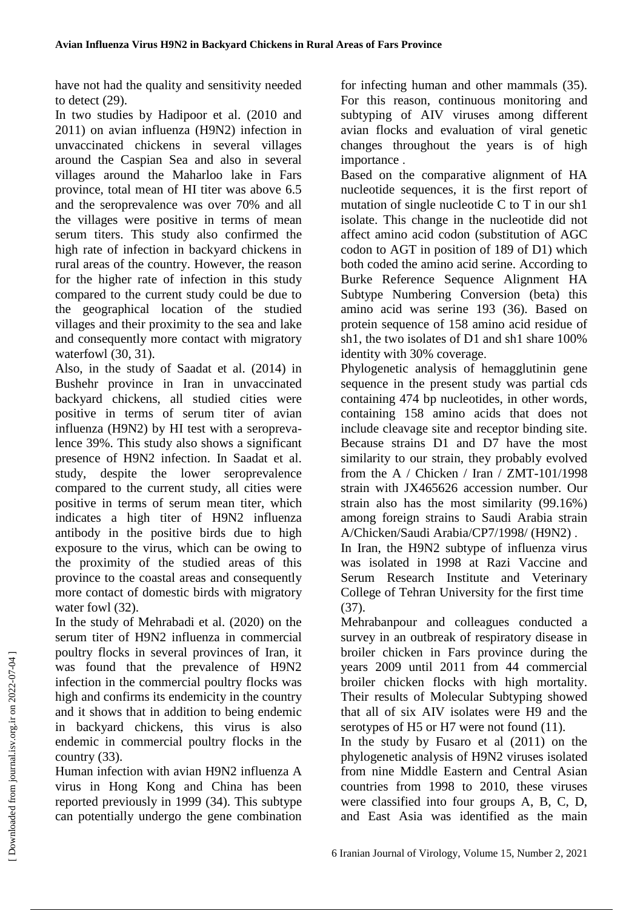have not had the quality and sensitivity needed to detect (29).

In two studies by Hadipoor et al. (2010 and 2011) on avian influenza (H9N2) infection in unvaccinated chickens in several villages around the Caspian Sea and also in several villages around the Maharloo lake in Fars province, total mean of HI titer was above 6.5 and the seroprevalence was over 70% and all the villages were positive in terms of mean serum titers. This study also confirmed the high rate of infection in backyard chickens in rural areas of the country. However, the reason for the higher rate of infection in this study compared to the current study could be due to the geographical location of the studied villages and their proximity to the sea and lake and consequently more contact with migratory waterfowl (30, 31).

Also, in the study of Saadat et al. (2014) in Bushehr province in Iran in unvaccinated backyard chickens, all studied cities were positive in terms of serum titer of avian influenza (H9N2) by HI test with a seroprevalence 39%. This study also shows a significant presence of H9N2 infection. In Saadat et al. study, despite the lower seroprevalence compared to the current study, all cities were positive in terms of serum mean titer, which indicates a high titer of H9N2 influenza antibody in the positive birds due to high exposure to the virus, which can be owing to the proximity of the studied areas of this province to the coastal areas and consequently more contact of domestic birds with migratory water fowl (32).

In the study of Mehrabadi et al. (2020) on the serum titer of H9N2 influenza in commercial poultry flocks in several provinces of Iran, it was found that the prevalence of H9N2 infection in the commercial poultry flocks was high and confirms its endemicity in the country and it shows that in addition to being endemic in backyard chickens, this virus is also endemic in commercial poultry flocks in the country (33).

Human infection with avian H9N2 influenza A virus in Hong Kong and China has been reported previously in 1999 (34). This subtype can potentially undergo the gene combination for infecting human and other mammals (35). For this reason, continuous monitoring and subtyping of AIV viruses among different avian flocks and evaluation of viral genetic changes throughout the years is of high importance .

Based on the comparative alignment of HA nucleotide sequences, it is the first report of mutation of single nucleotide C to T in our sh1 isolate. This change in the nucleotide did not affect amino acid codon (substitution of AGC codon to AGT in position of 189 of D1) which both coded the amino acid serine. According to Burke Reference Sequence Alignment HA Subtype Numbering Conversion (beta) this amino acid was serine 193 (36). Based on protein sequence of 158 amino acid residue of sh1, the two isolates of D1 and sh1 share 100% identity with 30% coverage.

Phylogenetic analysis of hemagglutinin gene sequence in the present study was partial cds containing 474 bp nucleotides, in other words, containing 158 amino acids that does not include cleavage site and receptor binding site. Because strains D1 and D7 have the most similarity to our strain, they probably evolved from the A / Chicken / Iran / ZMT-101/1998 strain with JX465626 accession number. Our strain also has the most similarity (99.16%) among foreign strains to Saudi Arabia strain A/Chicken/Saudi Arabia/CP7/1998/ (H9N2) .

In Iran, the H9N2 subtype of influenza virus was isolated in 1998 at Razi Vaccine and Serum Research Institute and Veterinary College of Tehran University for the first time (37).

Mehrabanpour and colleagues conducted a survey in an outbreak of respiratory disease in broiler chicken in Fars province during the years 2009 until 2011 from 44 commercial broiler chicken flocks with high mortality. Their results of Molecular Subtyping showed that all of six AIV isolates were H9 and the serotypes of H5 or H7 were not found (11).

In the study by Fusaro et al (2011) on the phylogenetic analysis of H9N2 viruses isolated from nine Middle Eastern and Central Asian countries from 1998 to 2010, these viruses were classified into four groups A, B, C, D, and East Asia was identified as the main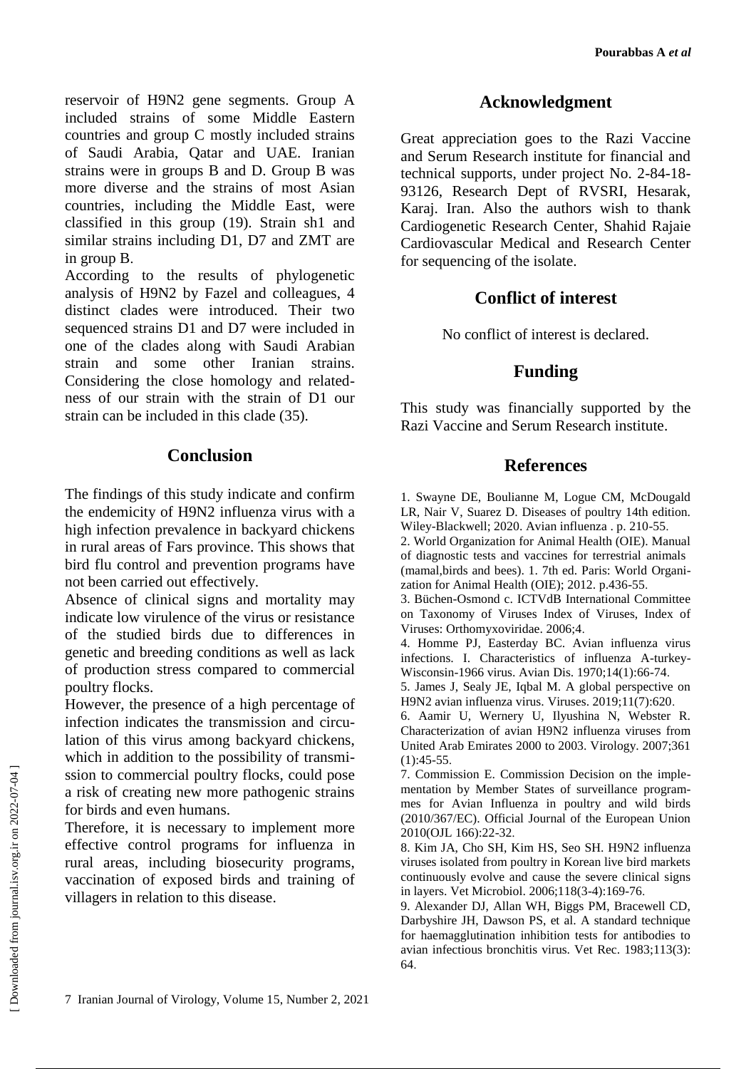reservoir of H9N2 gene segments. Group A included strains of some Middle Eastern countries and group C mostly included strains of Saudi Arabia, Qatar and UAE. Iranian strains were in groups B and D. Group B was more diverse and the strains of most Asian countries, including the Middle East, were classified in this group (19). Strain sh1 and similar strains including D1, D7 and ZMT are in group B.

According to the results of phylogenetic analysis of H9N2 by Fazel and colleagues, 4 distinct clades were introduced. Their two sequenced strains D1 and D7 were included in one of the clades along with Saudi Arabian strain and some other Iranian strains. Considering the close homology and relatedness of our strain with the strain of D1 our strain can be included in this clade (35).

## Conclusion

The findings of this study indicate and confirm the endemicity of H9N2 influenza virus with a high infection prevalence in backyard chickens in rural areas of Fars province. This shows that bird flu control and prevention programs have not been carried out effectively.

Absence of clinical signs and mortality may indicate low virulence of the virus or resistance of the studied birds due to differences in genetic and breeding conditions as well as lack of production stress compared to commercial poultry flocks.

However, the presence of a high percentage of infection indicates the transmission and circulation of this virus among backyard chickens, which in addition to the possibility of transmission to commercial poultry flocks, could pose a risk of creating new more pathogenic strains for birds and even humans.

Therefore, it is necessary to implement more effective control programs for influenza in rural areas, including biosecurity programs, vaccination of exposed birds and training of villagers in relation to this disease.

## Acknowledgment

Great appreciation goes to the Razi Vaccine and Serum Research institute for financial and technical supports, under project No. 2-84-18-93126, Research Dept of RVSRI, Hesarak, Karaj. Iran. Also the authors wish to thank Cardiogenetic Research Center, Shahid Rajaie Cardiovascular Medical and Research Center for sequencing of the isolate.

## Conflict of interest

No conflict of interest is declared.

## Funding

This study was financially supported by the Razi Vaccine and Serum Research institute.

## References

1. Swayne DE, Boulianne M, Logue CM, McDougald LR, Nair V, Suarez D. Diseases of poultry 14th edition. Wiley-Blackwell; 2020. Avian influenza . p. 210-55.
2. World Organization for Animal Health (OIE). Manual of diagnostic tests and vaccines for terrestrial animals (mamal,birds and bees). 1. 7th ed. Paris: World Organization for Animal Health (OIE); 2012. p.436-55.
3. Büchen-Osmond c. ICTVdB International Committee on Taxonomy of Viruses Index of Viruses, Index of Viruses: Orthomyxoviridae. 2006;4.
4. Homme PJ, Easterday BC. Avian influenza virus infections. I. Characteristics of influenza A-turkey-Wisconsin-1966 virus. Avian Dis. 1970;14(1):66-74.
5. James J, Sealy JE, Iqbal M. A global perspective on H9N2 avian influenza virus. Viruses. 2019;11(7):620.
6. Aamir U, Wernery U, Ilyushina N, Webster R. Characterization of avian H9N2 influenza viruses from United Arab Emirates 2000 to 2003. Virology. 2007;361 (1):45-55.
7. Commission E. Commission Decision on the implementation by Member States of surveillance programmes for Avian Influenza in poultry and wild birds (2010/367/EC). Official Journal of the European Union 2010(OJL 166):22-32.
8. Kim JA, Cho SH, Kim HS, Seo SH. H9N2 influenza viruses isolated from poultry in Korean live bird markets continuously evolve and cause the severe clinical signs in layers. Vet Microbiol. 2006;118(3-4):169-76.
9. Alexander DJ, Allan WH, Biggs PM, Bracewell CD, Darbyshire JH, Dawson PS, et al. A standard technique for haemagglutination inhibition tests for antibodies to avian infectious bronchitis virus. Vet Rec. 1983;113(3): 64.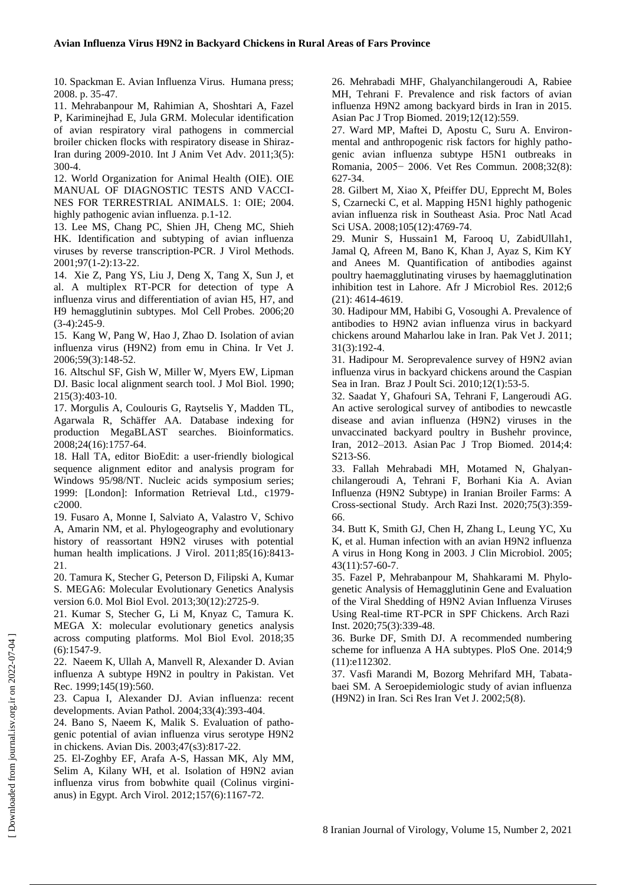10. Spackman E. Avian Influenza Virus. Humana press; 2008. p. 35-47.

11. Mehrabanpour M, Rahimian A, Shoshtari A, Fazel P, Kariminejhad E, Jula GRM. Molecular identification of avian respiratory viral pathogens in commercial broiler chicken flocks with respiratory disease in Shiraz-Iran during 2009-2010. Int J Anim Vet Adv. 2011;3(5): 300-4.

12. World Organization for Animal Health (OIE). OIE MANUAL OF DIAGNOSTIC TESTS AND VACCINES FOR TERRESTRIAL ANIMALS. 1: OIE; 2004. highly pathogenic avian influenza. p.1-12.

13. Lee MS, Chang PC, Shien JH, Cheng MC, Shieh HK. Identification and subtyping of avian influenza viruses by reverse transcription-PCR. J Virol Methods. 2001;97(1-2):13-22.

14. Xie Z, Pang YS, Liu J, Deng X, Tang X, Sun J, et al. A multiplex RT-PCR for detection of type A influenza virus and differentiation of avian H5, H7, and H9 hemagglutinin subtypes. Mol Cell Probes. 2006;20 (3-4):245-9.

15. Kang W, Pang W, Hao J, Zhao D. Isolation of avian influenza virus (H9N2) from emu in China. Ir Vet J. 2006;59(3):148-52.

16. Altschul SF, Gish W, Miller W, Myers EW, Lipman DJ. Basic local alignment search tool. J Mol Biol. 1990; 215(3):403-10.

17. Morgulis A, Coulouris G, Raytselis Y, Madden TL, Agarwala R, Schäffer AA. Database indexing for production MegaBLAST searches. Bioinformatics. 2008;24(16):1757-64.

18. Hall TA, editor BioEdit: a user-friendly biological sequence alignment editor and analysis program for Windows 95/98/NT. Nucleic acids symposium series; 1999: [London]: Information Retrieval Ltd., c1979-c2000.

19. Fusaro A, Monne I, Salviato A, Valastro V, Schivo A, Amarin NM, et al. Phylogeography and evolutionary history of reassortant H9N2 viruses with potential human health implications. J Virol. 2011;85(16):8413-21.

20. Tamura K, Stecher G, Peterson D, Filipski A, Kumar S. MEGA6: Molecular Evolutionary Genetics Analysis version 6.0. Mol Biol Evol. 2013;30(12):2725-9.

21. Kumar S, Stecher G, Li M, Knyaz C, Tamura K. MEGA X: molecular evolutionary genetics analysis across computing platforms. Mol Biol Evol. 2018;35 (6):1547-9.

22. Naeem K, Ullah A, Manvell R, Alexander D. Avian influenza A subtype H9N2 in poultry in Pakistan. Vet Rec. 1999;145(19):560.

23. Capua I, Alexander DJ. Avian influenza: recent developments. Avian Pathol. 2004;33(4):393-404.

24. Bano S, Naeem K, Malik S. Evaluation of pathogenic potential of avian influenza virus serotype H9N2 in chickens. Avian Dis. 2003;47(s3):817-22.

25. El-Zoghby EF, Arafa A-S, Hassan MK, Aly MM, Selim A, Kilany WH, et al. Isolation of H9N2 avian influenza virus from bobwhite quail (Colinus virginianus) in Egypt. Arch Virol. 2012;157(6):1167-72.

26. Mehrabadi MHF, Ghalyanchilangeroudi A, Rabiee MH, Tehrani F. Prevalence and risk factors of avian influenza H9N2 among backyard birds in Iran in 2015. Asian Pac J Trop Biomed. 2019;12(12):559.

27. Ward MP, Maftei D, Apostu C, Suru A. Environmental and anthropogenic risk factors for highly pathogenic avian influenza subtype H5N1 outbreaks in Romania, 2005− 2006. Vet Res Commun. 2008;32(8): 627-34.

28. Gilbert M, Xiao X, Pfeiffer DU, Epprecht M, Boles S, Czarnecki C, et al. Mapping H5N1 highly pathogenic avian influenza risk in Southeast Asia. Proc Natl Acad Sci USA. 2008;105(12):4769-74.

29. Munir S, Hussain1 M, Farooq U, ZabidUllah1, Jamal Q, Afreen M, Bano K, Khan J, Ayaz S, Kim KY and Anees M. Quantification of antibodies against poultry haemagglutinating viruses by haemagglutination inhibition test in Lahore. Afr J Microbiol Res. 2012;6 (21): 4614-4619.

30. Hadipour MM, Habibi G, Vosoughi A. Prevalence of antibodies to H9N2 avian influenza virus in backyard chickens around Maharlou lake in Iran. Pak Vet J. 2011; 31(3):192-4.

31. Hadipour M. Seroprevalence survey of H9N2 avian influenza virus in backyard chickens around the Caspian Sea in Iran. Braz J Poult Sci. 2010;12(1):53-5.

32. Saadat Y, Ghafouri SA, Tehrani F, Langeroudi AG. An active serological survey of antibodies to newcastle disease and avian influenza (H9N2) viruses in the unvaccinated backyard poultry in Bushehr province, Iran, 2012–2013. Asian Pac J Trop Biomed. 2014;4: S213-S6.

33. Fallah Mehrabadi MH, Motamed N, Ghalyanchilangeroudi A, Tehrani F, Borhani Kia A. Avian Influenza (H9N2 Subtype) in Iranian Broiler Farms: A Cross-sectional Study. Arch Razi Inst. 2020;75(3):359-66.

34. Butt K, Smith GJ, Chen H, Zhang L, Leung YC, Xu K, et al. Human infection with an avian H9N2 influenza A virus in Hong Kong in 2003. J Clin Microbiol. 2005; 43(11):57-60-7.

35. Fazel P, Mehrabanpour M, Shahkarami M. Phylogenetic Analysis of Hemagglutinin Gene and Evaluation of the Viral Shedding of H9N2 Avian Influenza Viruses Using Real-time RT-PCR in SPF Chickens. Arch Razi Inst. 2020;75(3):339-48.

36. Burke DF, Smith DJ. A recommended numbering scheme for influenza A HA subtypes. PloS One. 2014;9 (11):e112302.

37. Vasfi Marandi M, Bozorg Mehrifard MH, Tabatabaei SM. A Seroepidemiologic study of avian influenza (H9N2) in Iran. Sci Res Iran Vet J. 2002;5(8).